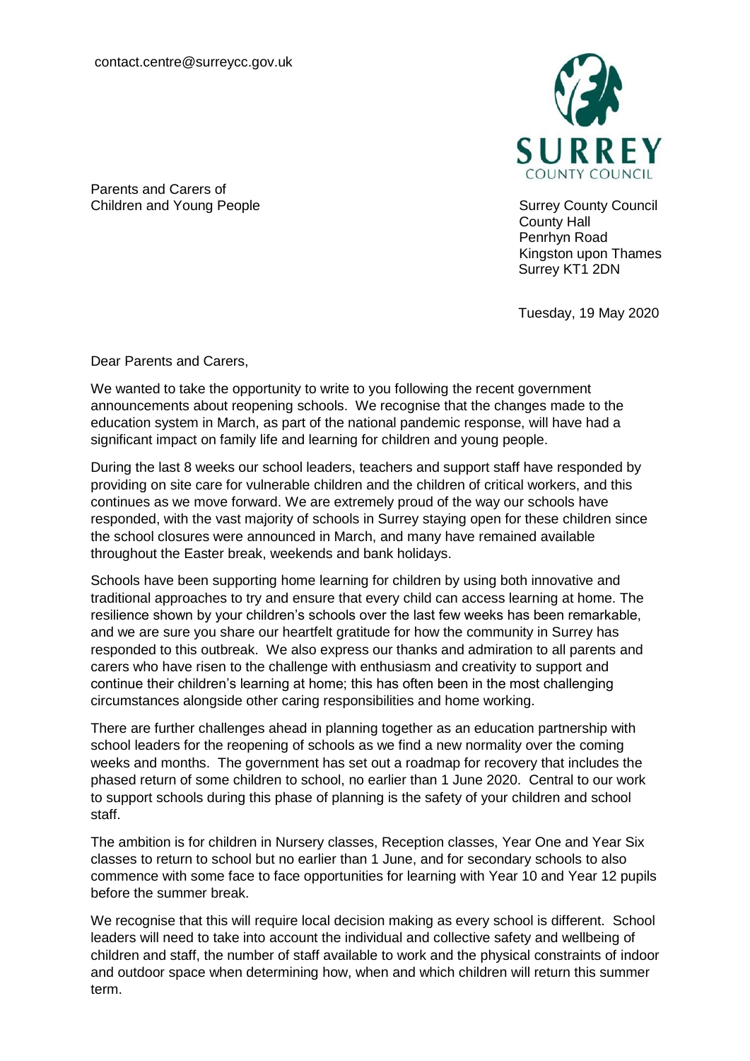contact.centre@surreycc.gov.uk

Parents and Carers of
Children and Young People

Surrey County Council
County Hall
Penrhyn Road
Kingston upon Thames
Surrey KT1 2DN

Tuesday, 19 May 2020

Dear Parents and Carers,

We wanted to take the opportunity to write to you following the recent government announcements about reopening schools. We recognise that the changes made to the education system in March, as part of the national pandemic response, will have had a significant impact on family life and learning for children and young people.

During the last 8 weeks our school leaders, teachers and support staff have responded by providing on site care for vulnerable children and the children of critical workers, and this continues as we move forward. We are extremely proud of the way our schools have responded, with the vast majority of schools in Surrey staying open for these children since the school closures were announced in March, and many have remained available throughout the Easter break, weekends and bank holidays.

Schools have been supporting home learning for children by using both innovative and traditional approaches to try and ensure that every child can access learning at home. The resilience shown by your children's schools over the last few weeks has been remarkable, and we are sure you share our heartfelt gratitude for how the community in Surrey has responded to this outbreak. We also express our thanks and admiration to all parents and carers who have risen to the challenge with enthusiasm and creativity to support and continue their children's learning at home; this has often been in the most challenging circumstances alongside other caring responsibilities and home working.

There are further challenges ahead in planning together as an education partnership with school leaders for the reopening of schools as we find a new normality over the coming weeks and months. The government has set out a roadmap for recovery that includes the phased return of some children to school, no earlier than 1 June 2020. Central to our work to support schools during this phase of planning is the safety of your children and school staff.

The ambition is for children in Nursery classes, Reception classes, Year One and Year Six classes to return to school but no earlier than 1 June, and for secondary schools to also commence with some face to face opportunities for learning with Year 10 and Year 12 pupils before the summer break.

We recognise that this will require local decision making as every school is different. School leaders will need to take into account the individual and collective safety and wellbeing of children and staff, the number of staff available to work and the physical constraints of indoor and outdoor space when determining how, when and which children will return this summer term.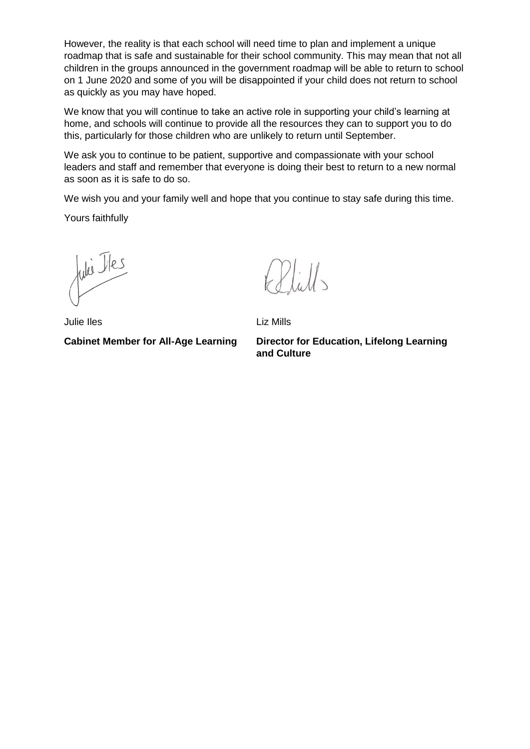However, the reality is that each school will need time to plan and implement a unique roadmap that is safe and sustainable for their school community. This may mean that not all children in the groups announced in the government roadmap will be able to return to school on 1 June 2020 and some of you will be disappointed if your child does not return to school as quickly as you may have hoped.

We know that you will continue to take an active role in supporting your child's learning at home, and schools will continue to provide all the resources they can to support you to do this, particularly for those children who are unlikely to return until September.

We ask you to continue to be patient, supportive and compassionate with your school leaders and staff and remember that everyone is doing their best to return to a new normal as soon as it is safe to do so.

We wish you and your family well and hope that you continue to stay safe during this time.

Yours faithfully

Julie Iles
**Cabinet Member for All-Age Learning**

Liz Mills
**Director for Education, Lifelong Learning and Culture**